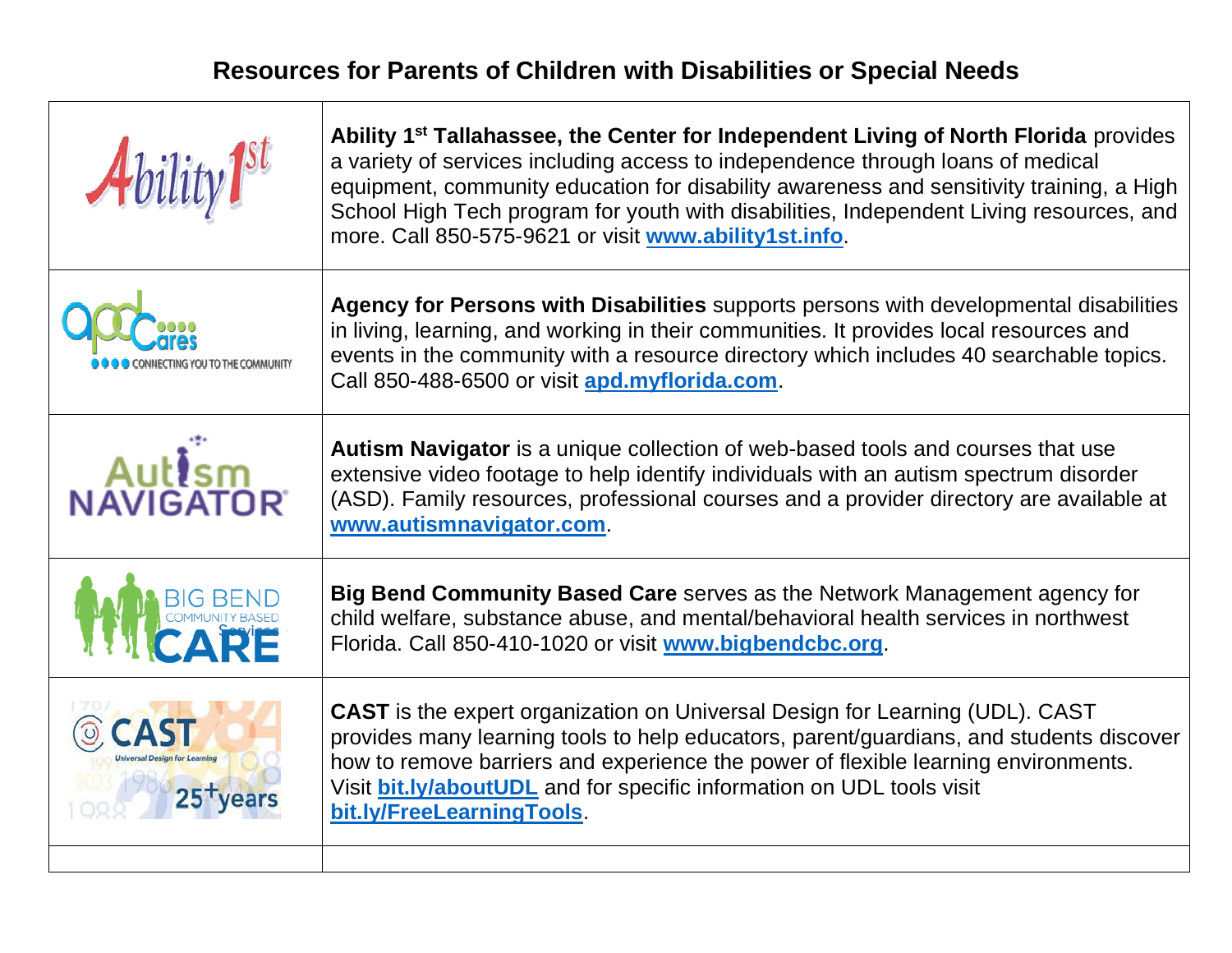# Resources for Parents of Children with Disabilities or Special Needs

| | |
|---|---|
| Ability 1st | **Ability 1st Tallahassee, the Center for Independent Living of North Florida** provides a variety of services including access to independence through loans of medical equipment, community education for disability awareness and sensitivity training, a High School High Tech program for youth with disabilities, Independent Living resources, and more. Call 850-575-9621 or visit **www.ability1st.info**. |
| apd Cares CONNECTING YOU TO THE COMMUNITY | **Agency for Persons with Disabilities** supports persons with developmental disabilities in living, learning, and working in their communities. It provides local resources and events in the community with a resource directory which includes 40 searchable topics. Call 850-488-6500 or visit **apd.myflorida.com**. |
| Autism NAVIGATOR | **Autism Navigator** is a unique collection of web-based tools and courses that use extensive video footage to help identify individuals with an autism spectrum disorder (ASD). Family resources, professional courses and a provider directory are available at **www.autismnavigator.com**. |
| BIG BEND COMMUNITY BASED CARE | **Big Bend Community Based Care** serves as the Network Management agency for child welfare, substance abuse, and mental/behavioral health services in northwest Florida. Call 850-410-1020 or visit **www.bigbendcbc.org**. |
| CAST Universal Design for Learning 25+ years | **CAST** is the expert organization on Universal Design for Learning (UDL). CAST provides many learning tools to help educators, parent/guardians, and students discover how to remove barriers and experience the power of flexible learning environments. Visit **bit.ly/aboutUDL** and for specific information on UDL tools visit **bit.ly/FreeLearningTools**. |
| | |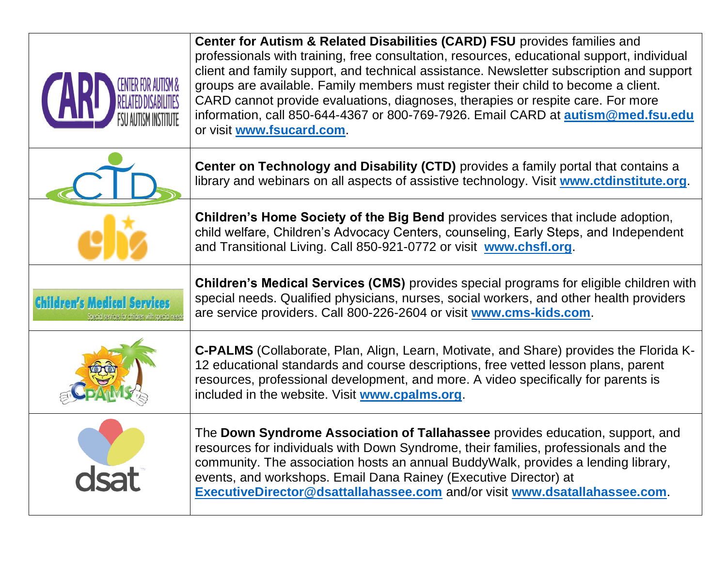| | |
|---|---|
| CARD Center for Autism & Related Disabilities FSU Autism Institute | **Center for Autism & Related Disabilities (CARD) FSU** provides families and professionals with training, free consultation, resources, educational support, individual client and family support, and technical assistance. Newsletter subscription and support groups are available. Family members must register their child to become a client. CARD cannot provide evaluations, diagnoses, therapies or respite care. For more information, call 850-644-4367 or 800-769-7926. Email CARD at **autism@med.fsu.edu** or visit **www.fsucard.com**. |
| CTD | **Center on Technology and Disability (CTD)** provides a family portal that contains a library and webinars on all aspects of assistive technology. Visit **www.ctdinstitute.org**. |
| chs | **Children's Home Society of the Big Bend** provides services that include adoption, child welfare, Children's Advocacy Centers, counseling, Early Steps, and Independent and Transitional Living. Call 850-921-0772 or visit **www.chsfl.org**. |
| Children's Medical Services Special services for children with special needs | **Children's Medical Services (CMS)** provides special programs for eligible children with special needs. Qualified physicians, nurses, social workers, and other health providers are service providers. Call 800-226-2604 or visit **www.cms-kids.com**. |
| CPALMS | **C-PALMS** (Collaborate, Plan, Align, Learn, Motivate, and Share) provides the Florida K-12 educational standards and course descriptions, free vetted lesson plans, parent resources, professional development, and more. A video specifically for parents is included in the website. Visit **www.cpalms.org**. |
| dsat | The **Down Syndrome Association of Tallahassee** provides education, support, and resources for individuals with Down Syndrome, their families, professionals and the community. The association hosts an annual BuddyWalk, provides a lending library, events, and workshops. Email Dana Rainey (Executive Director) at **ExecutiveDirector@dsattallahassee.com** and/or visit **www.dsatallahassee.com**. |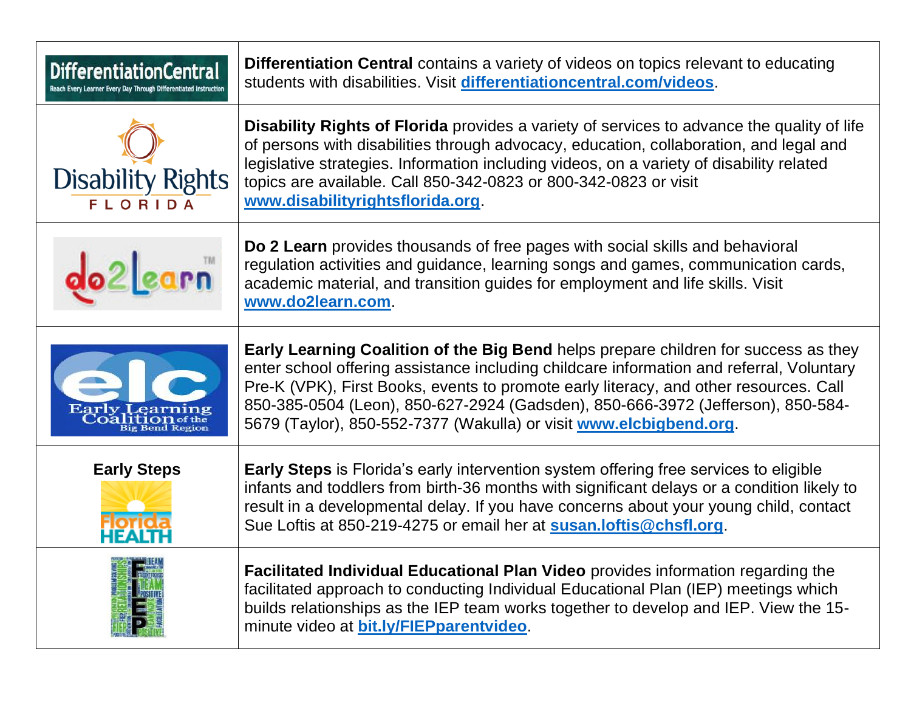| | |
|---|---|
| DifferentiationCentral<br>Reach Every Learner Every Day Through Differentiated Instruction | **Differentiation Central** contains a variety of videos on topics relevant to educating students with disabilities. Visit **differentiationcentral.com/videos**. |
| Disability Rights<br>FLORIDA | **Disability Rights of Florida** provides a variety of services to advance the quality of life of persons with disabilities through advocacy, education, collaboration, and legal and legislative strategies. Information including videos, on a variety of disability related topics are available. Call 850-342-0823 or 800-342-0823 or visit **www.disabilityrightsflorida.org**. |
| do2learn | **Do 2 Learn** provides thousands of free pages with social skills and behavioral regulation activities and guidance, learning songs and games, communication cards, academic material, and transition guides for employment and life skills. Visit **www.do2learn.com**. |
| elc<br>Early Learning Coalition of the Big Bend Region | **Early Learning Coalition of the Big Bend** helps prepare children for success as they enter school offering assistance including childcare information and referral, Voluntary Pre-K (VPK), First Books, events to promote early literacy, and other resources. Call 850-385-0504 (Leon), 850-627-2924 (Gadsden), 850-666-3972 (Jefferson), 850-584-5679 (Taylor), 850-552-7377 (Wakulla) or visit **www.elcbigbend.org**. |
| **Early Steps**<br>Florida HEALTH | **Early Steps** is Florida's early intervention system offering free services to eligible infants and toddlers from birth-36 months with significant delays or a condition likely to result in a developmental delay. If you have concerns about your young child, contact Sue Loftis at 850-219-4275 or email her at **susan.loftis@chsfl.org**. |
| FIEP | **Facilitated Individual Educational Plan Video** provides information regarding the facilitated approach to conducting Individual Educational Plan (IEP) meetings which builds relationships as the IEP team works together to develop and IEP. View the 15-minute video at **bit.ly/FIEPparentvideo**. |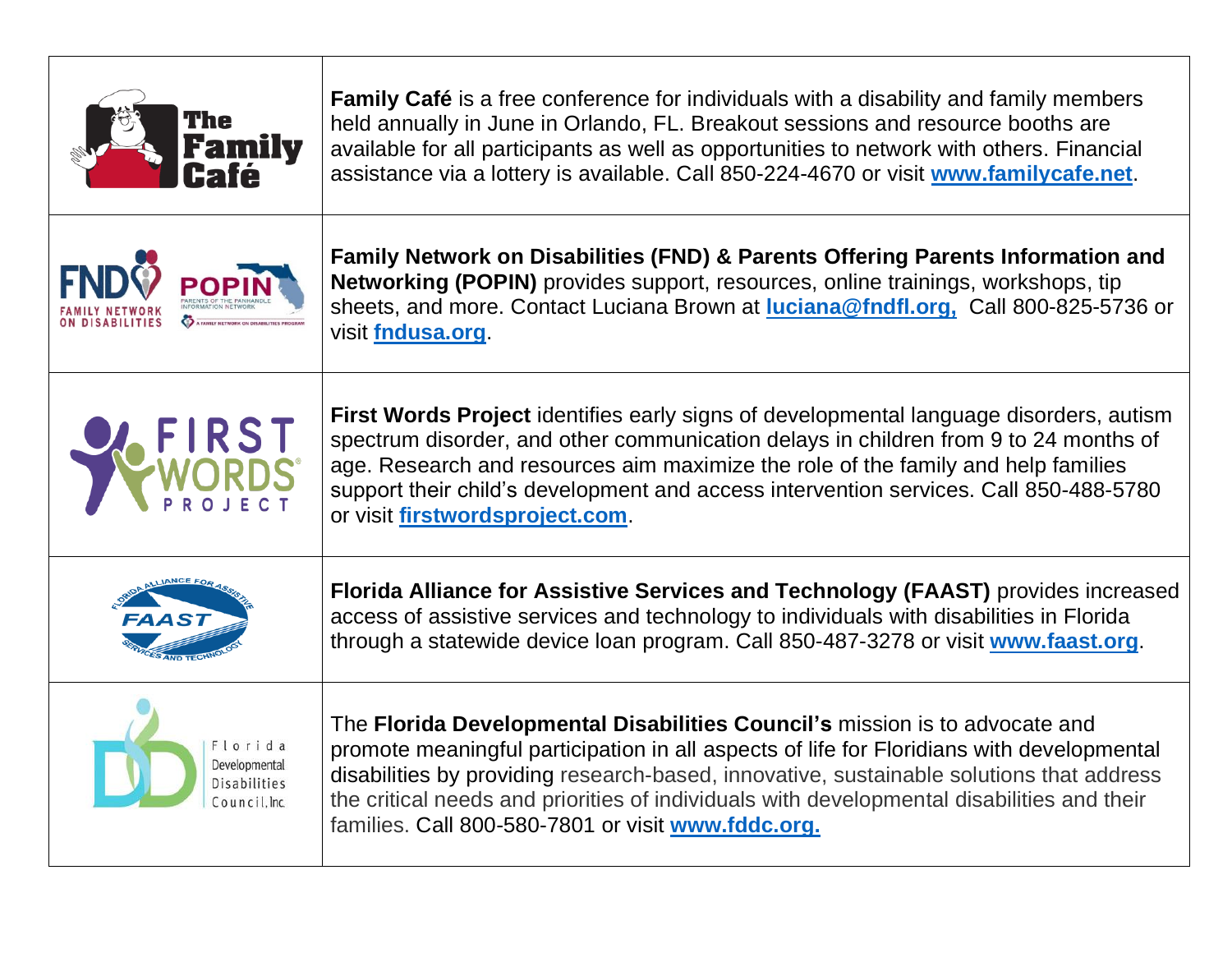| | |
|---|---|
| The Family Café | **Family Café** is a free conference for individuals with a disability and family members held annually in June in Orlando, FL. Breakout sessions and resource booths are available for all participants as well as opportunities to network with others. Financial assistance via a lottery is available. Call 850-224-4670 or visit **www.familycafe.net**. |
| FND Family Network on Disabilities / POPIN Parents of the Panhandle Information Network | **Family Network on Disabilities (FND) & Parents Offering Parents Information and Networking (POPIN)** provides support, resources, online trainings, workshops, tip sheets, and more. Contact Luciana Brown at **luciana@fndfl.org,** Call 800-825-5736 or visit **fndusa.org**. |
| First Words Project | **First Words Project** identifies early signs of developmental language disorders, autism spectrum disorder, and other communication delays in children from 9 to 24 months of age. Research and resources aim maximize the role of the family and help families support their child's development and access intervention services. Call 850-488-5780 or visit **firstwordsproject.com**. |
| FAAST Florida Alliance for Assistive Services and Technology | **Florida Alliance for Assistive Services and Technology (FAAST)** provides increased access of assistive services and technology to individuals with disabilities in Florida through a statewide device loan program. Call 850-487-3278 or visit **www.faast.org**. |
| Florida Developmental Disabilities Council, Inc. | The **Florida Developmental Disabilities Council's** mission is to advocate and promote meaningful participation in all aspects of life for Floridians with developmental disabilities by providing research-based, innovative, sustainable solutions that address the critical needs and priorities of individuals with developmental disabilities and their families. Call 800-580-7801 or visit **www.fddc.org.** |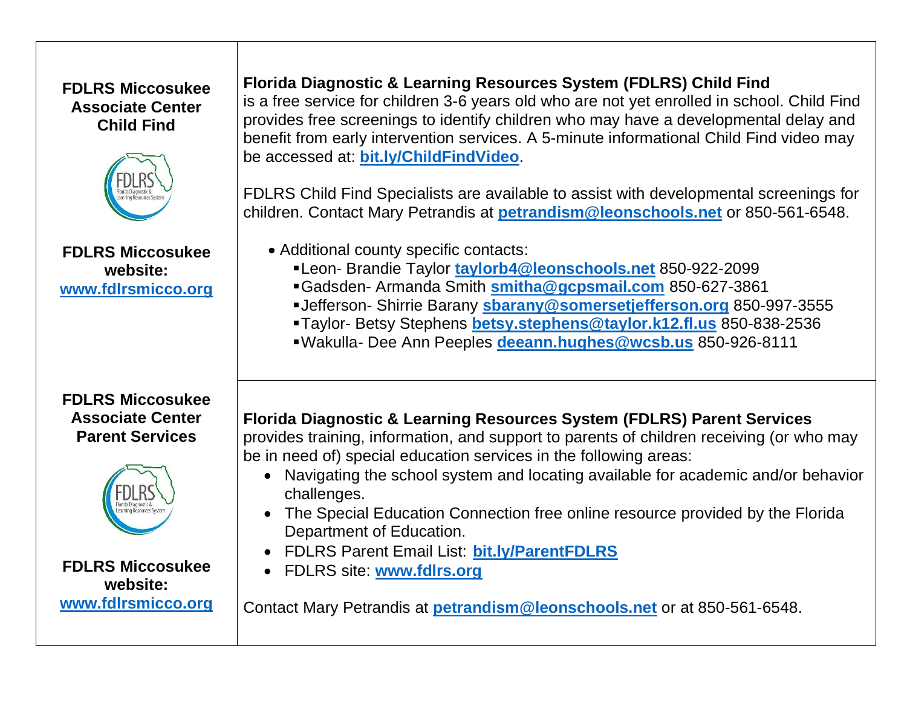| | |
|---|---|
| **FDLRS Miccosukee Associate Center Child Find**<br><br>**FDLRS Miccosukee website:** **www.fdlrsmicco.org** | **Florida Diagnostic & Learning Resources System (FDLRS) Child Find** is a free service for children 3-6 years old who are not yet enrolled in school. Child Find provides free screenings to identify children who may have a developmental delay and benefit from early intervention services. A 5-minute informational Child Find video may be accessed at: **bit.ly/ChildFindVideo**.<br><br>FDLRS Child Find Specialists are available to assist with developmental screenings for children. Contact Mary Petrandis at **petrandism@leonschools.net** or 850-561-6548.<br><br>• Additional county specific contacts:<br>▪ Leon- Brandie Taylor **taylorb4@leonschools.net** 850-922-2099<br>▪ Gadsden- Armanda Smith **smitha@gcpsmail.com** 850-627-3861<br>▪ Jefferson- Shirrie Barany **sbarany@somersetjefferson.org** 850-997-3555<br>▪ Taylor- Betsy Stephens **betsy.stephens@taylor.k12.fl.us** 850-838-2536<br>▪ Wakulla- Dee Ann Peeples **deeann.hughes@wcsb.us** 850-926-8111 |
| **FDLRS Miccosukee Associate Center Parent Services**<br><br>**FDLRS Miccosukee website:** **www.fdlrsmicco.org** | **Florida Diagnostic & Learning Resources System (FDLRS) Parent Services** provides training, information, and support to parents of children receiving (or who may be in need of) special education services in the following areas:<br>• Navigating the school system and locating available for academic and/or behavior challenges.<br>• The Special Education Connection free online resource provided by the Florida Department of Education.<br>• FDLRS Parent Email List: **bit.ly/ParentFDLRS**<br>• FDLRS site: **www.fdlrs.org**<br><br>Contact Mary Petrandis at **petrandism@leonschools.net** or at 850-561-6548. |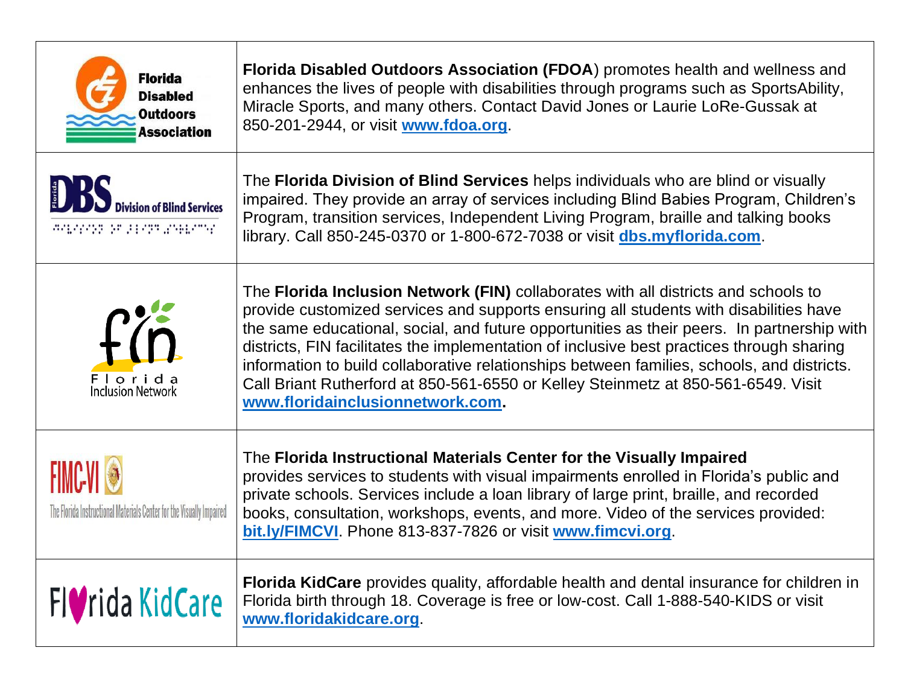| | |
|---|---|
| Florida Disabled Outdoors Association | **Florida Disabled Outdoors Association (FDOA**) promotes health and wellness and enhances the lives of people with disabilities through programs such as SportsAbility, Miracle Sports, and many others. Contact David Jones or Laurie LoRe-Gussak at 850-201-2944, or visit **www.fdoa.org**. |
| Florida DBS Division of Blind Services | The **Florida Division of Blind Services** helps individuals who are blind or visually impaired. They provide an array of services including Blind Babies Program, Children's Program, transition services, Independent Living Program, braille and talking books library. Call 850-245-0370 or 1-800-672-7038 or visit **dbs.myflorida.com**. |
| fin Florida Inclusion Network | The **Florida Inclusion Network (FIN)** collaborates with all districts and schools to provide customized services and supports ensuring all students with disabilities have the same educational, social, and future opportunities as their peers. In partnership with districts, FIN facilitates the implementation of inclusive best practices through sharing information to build collaborative relationships between families, schools, and districts. Call Briant Rutherford at 850-561-6550 or Kelley Steinmetz at 850-561-6549. Visit **www.floridainclusionnetwork.com.** |
| FIMC-VI The Florida Instructional Materials Center for the Visually Impaired | The **Florida Instructional Materials Center for the Visually Impaired** provides services to students with visual impairments enrolled in Florida's public and private schools. Services include a loan library of large print, braille, and recorded books, consultation, workshops, events, and more. Video of the services provided: **bit.ly/FIMCVI**. Phone 813-837-7826 or visit **www.fimcvi.org**. |
| Florida KidCare | **Florida KidCare** provides quality, affordable health and dental insurance for children in Florida birth through 18. Coverage is free or low-cost. Call 1-888-540-KIDS or visit **www.floridakidcare.org**. |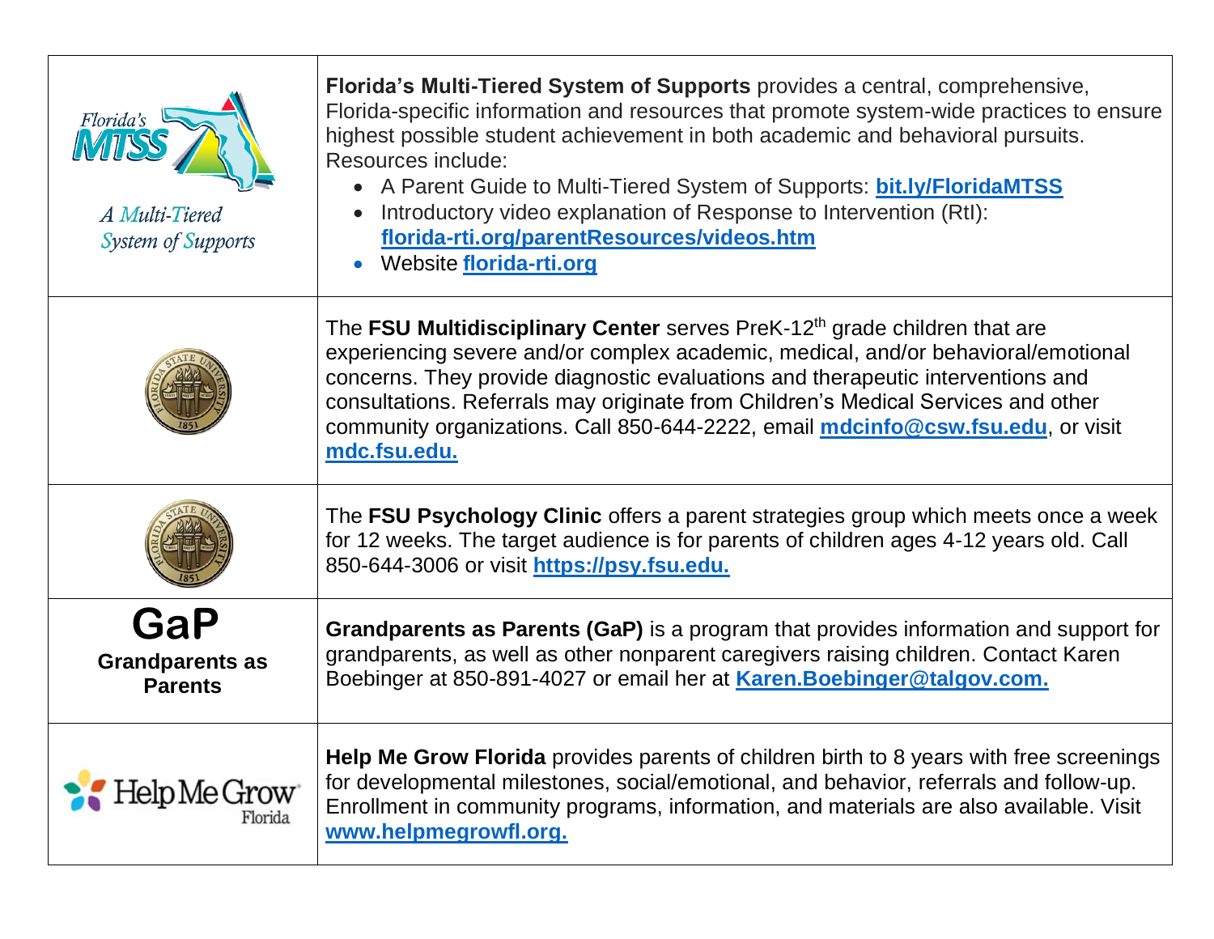| | |
|---|---|
| Florida's MTSS<br>A Multi-Tiered System of Supports | **Florida's Multi-Tiered System of Supports** provides a central, comprehensive, Florida-specific information and resources that promote system-wide practices to ensure highest possible student achievement in both academic and behavioral pursuits. Resources include:<br>• A Parent Guide to Multi-Tiered System of Supports: **bit.ly/FloridaMTSS**<br>• Introductory video explanation of Response to Intervention (RtI): **florida-rti.org/parentResources/videos.htm**<br>• Website **florida-rti.org** |
| | The **FSU Multidisciplinary Center** serves PreK-12th grade children that are experiencing severe and/or complex academic, medical, and/or behavioral/emotional concerns. They provide diagnostic evaluations and therapeutic interventions and consultations. Referrals may originate from Children's Medical Services and other community organizations. Call 850-644-2222, email **mdcinfo@csw.fsu.edu**, or visit **mdc.fsu.edu.** |
| | The **FSU Psychology Clinic** offers a parent strategies group which meets once a week for 12 weeks. The target audience is for parents of children ages 4-12 years old. Call 850-644-3006 or visit **https://psy.fsu.edu.** |
| **GaP**<br>**Grandparents as Parents** | **Grandparents as Parents (GaP)** is a program that provides information and support for grandparents, as well as other nonparent caregivers raising children. Contact Karen Boebinger at 850-891-4027 or email her at **Karen.Boebinger@talgov.com.** |
| Help Me Grow Florida | **Help Me Grow Florida** provides parents of children birth to 8 years with free screenings for developmental milestones, social/emotional, and behavior, referrals and follow-up. Enrollment in community programs, information, and materials are also available. Visit **www.helpmegrowfl.org.** |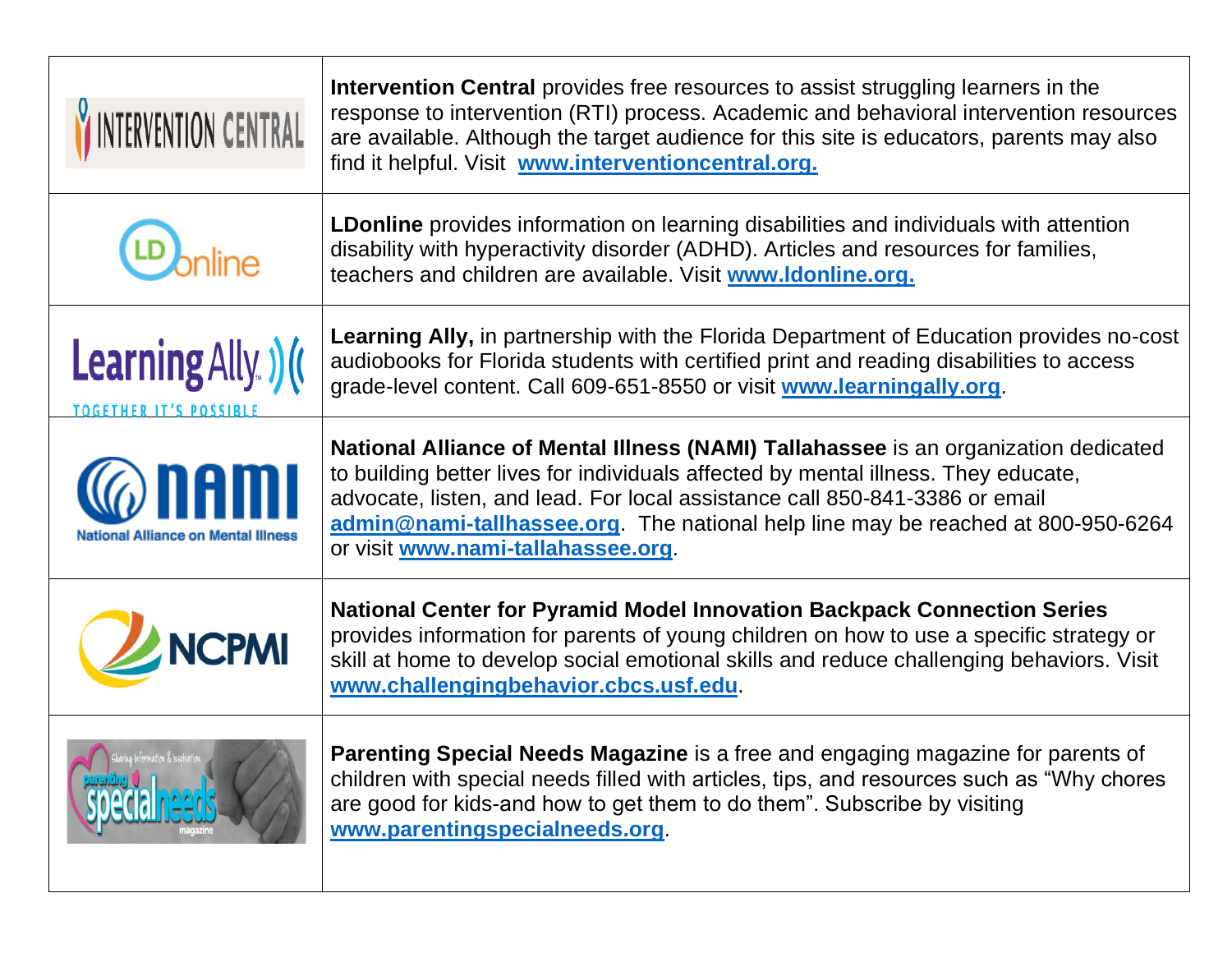| | |
|---|---|
| INTERVENTION CENTRAL | **Intervention Central** provides free resources to assist struggling learners in the response to intervention (RTI) process. Academic and behavioral intervention resources are available. Although the target audience for this site is educators, parents may also find it helpful. Visit **www.interventioncentral.org.** |
| LD online | **LDonline** provides information on learning disabilities and individuals with attention disability with hyperactivity disorder (ADHD). Articles and resources for families, teachers and children are available. Visit **www.ldonline.org.** |
| Learning Ally TOGETHER IT'S POSSIBLE | **Learning Ally,** in partnership with the Florida Department of Education provides no-cost audiobooks for Florida students with certified print and reading disabilities to access grade-level content. Call 609-651-8550 or visit **www.learningally.org**. |
| nami National Alliance on Mental Illness | **National Alliance of Mental Illness (NAMI) Tallahassee** is an organization dedicated to building better lives for individuals affected by mental illness. They educate, advocate, listen, and lead. For local assistance call 850-841-3386 or email **admin@nami-tallhassee.org**. The national help line may be reached at 800-950-6264 or visit **www.nami-tallahassee.org**. |
| NCPMI | **National Center for Pyramid Model Innovation Backpack Connection Series** provides information for parents of young children on how to use a specific strategy or skill at home to develop social emotional skills and reduce challenging behaviors. Visit **www.challengingbehavior.cbcs.usf.edu**. |
| Sharing Information & Inspiration parenting specialneeds magazine | **Parenting Special Needs Magazine** is a free and engaging magazine for parents of children with special needs filled with articles, tips, and resources such as "Why chores are good for kids-and how to get them to do them". Subscribe by visiting **www.parentingspecialneeds.org**. |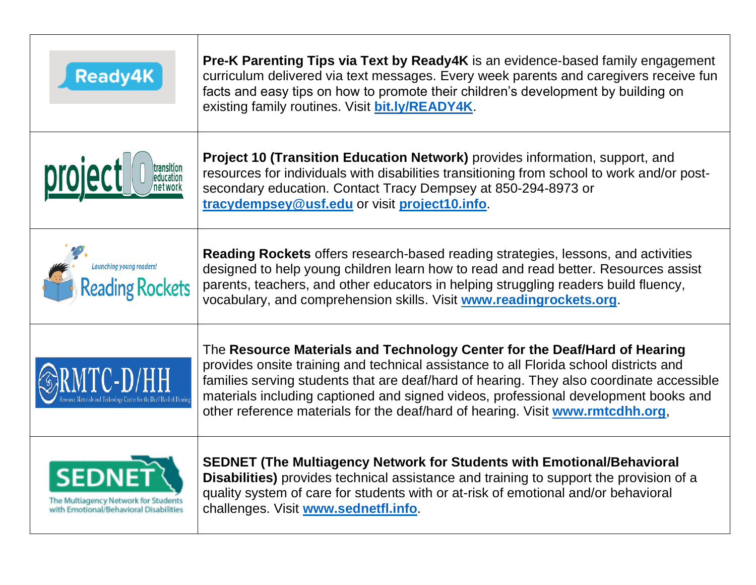| | |
|---|---|
| Ready4K | **Pre-K Parenting Tips via Text by Ready4K** is an evidence-based family engagement curriculum delivered via text messages. Every week parents and caregivers receive fun facts and easy tips on how to promote their children's development by building on existing family routines. Visit **bit.ly/READY4K**. |
| project 10 transition education network | **Project 10 (Transition Education Network)** provides information, support, and resources for individuals with disabilities transitioning from school to work and/or post-secondary education. Contact Tracy Dempsey at 850-294-8973 or **tracydempsey@usf.edu** or visit **project10.info**. |
| Launching young readers! Reading Rockets | **Reading Rockets** offers research-based reading strategies, lessons, and activities designed to help young children learn how to read and read better. Resources assist parents, teachers, and other educators in helping struggling readers build fluency, vocabulary, and comprehension skills. Visit **www.readingrockets.org**. |
| RMTC-D/HH Resource Materials and Technology Center for the Deaf/Hard of Hearing | The **Resource Materials and Technology Center for the Deaf/Hard of Hearing** provides onsite training and technical assistance to all Florida school districts and families serving students that are deaf/hard of hearing. They also coordinate accessible materials including captioned and signed videos, professional development books and other reference materials for the deaf/hard of hearing. Visit **www.rmtcdhh.org**, |
| SEDNET The Multiagency Network for Students with Emotional/Behavioral Disabilities | **SEDNET (The Multiagency Network for Students with Emotional/Behavioral Disabilities)** provides technical assistance and training to support the provision of a quality system of care for students with or at-risk of emotional and/or behavioral challenges. Visit **www.sednetfl.info**. |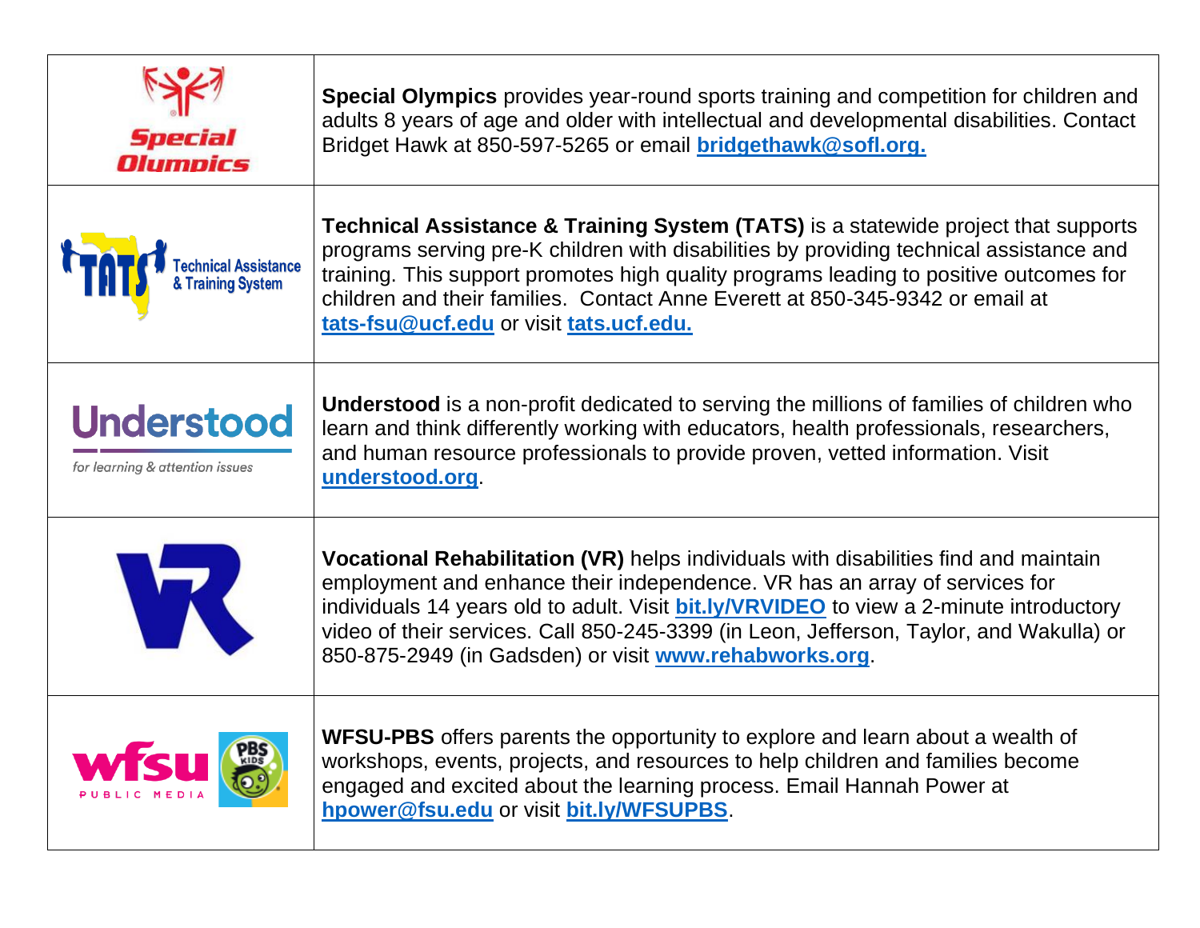| | |
|---|---|
| Special Olympics | **Special Olympics** provides year-round sports training and competition for children and adults 8 years of age and older with intellectual and developmental disabilities. Contact Bridget Hawk at 850-597-5265 or email **bridgethawk@sofl.org.** |
| TATS Technical Assistance & Training System | **Technical Assistance & Training System (TATS)** is a statewide project that supports programs serving pre-K children with disabilities by providing technical assistance and training. This support promotes high quality programs leading to positive outcomes for children and their families. Contact Anne Everett at 850-345-9342 or email at **tats-fsu@ucf.edu** or visit **tats.ucf.edu.** |
| Understood *for learning & attention issues* | **Understood** is a non-profit dedicated to serving the millions of families of children who learn and think differently working with educators, health professionals, researchers, and human resource professionals to provide proven, vetted information. Visit **understood.org**. |
| VR | **Vocational Rehabilitation (VR)** helps individuals with disabilities find and maintain employment and enhance their independence. VR has an array of services for individuals 14 years old to adult. Visit **bit.ly/VRVIDEO** to view a 2-minute introductory video of their services. Call 850-245-3399 (in Leon, Jefferson, Taylor, and Wakulla) or 850-875-2949 (in Gadsden) or visit **www.rehabworks.org**. |
| wfsu PUBLIC MEDIA / PBS KIDS | **WFSU-PBS** offers parents the opportunity to explore and learn about a wealth of workshops, events, projects, and resources to help children and families become engaged and excited about the learning process. Email Hannah Power at **hpower@fsu.edu** or visit **bit.ly/WFSUPBS**. |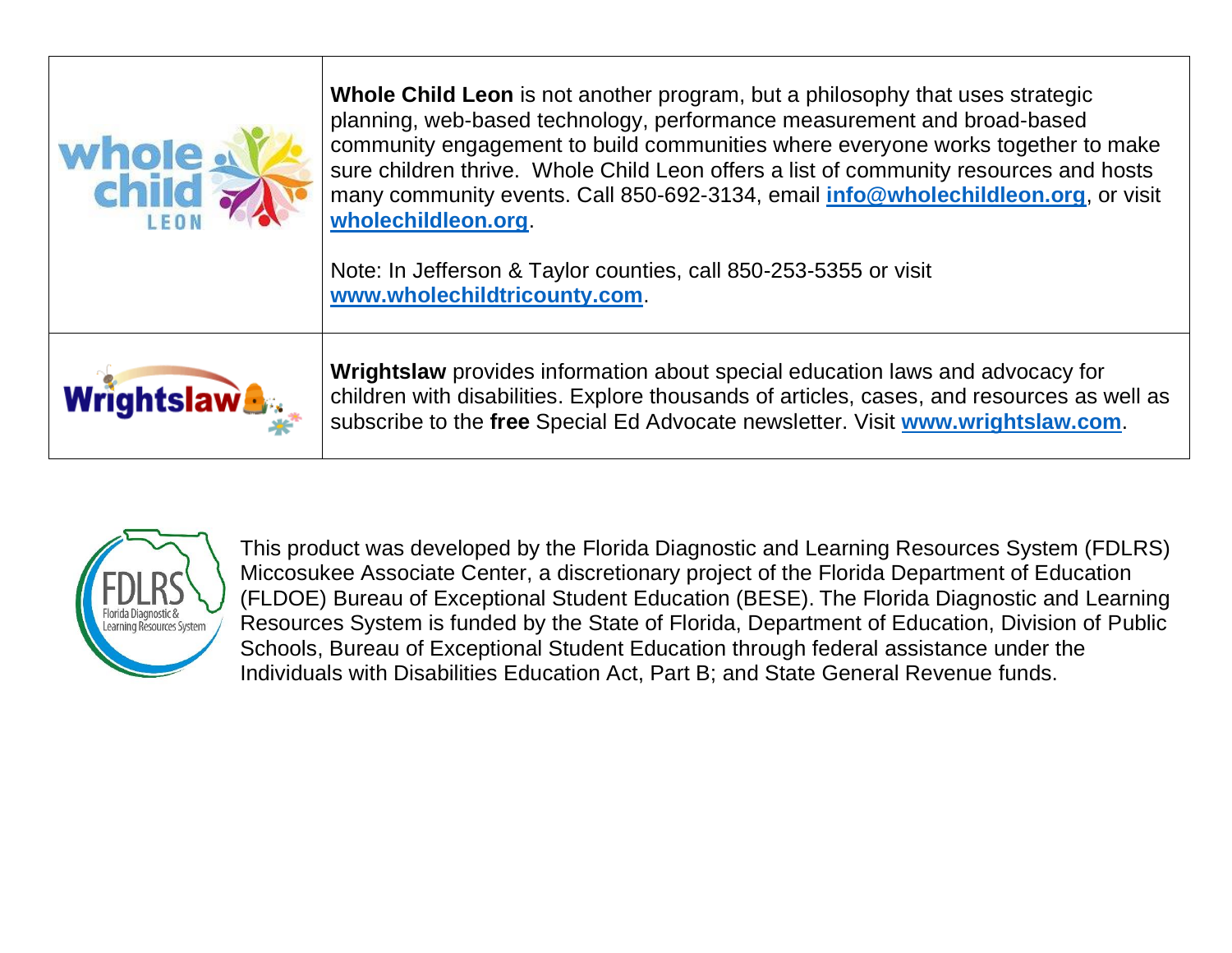| | |
|---|---|
| | **Whole Child Leon** is not another program, but a philosophy that uses strategic planning, web-based technology, performance measurement and broad-based community engagement to build communities where everyone works together to make sure children thrive. Whole Child Leon offers a list of community resources and hosts many community events. Call 850-692-3134, email **info@wholechildleon.org**, or visit **wholechildleon.org**.<br><br>Note: In Jefferson & Taylor counties, call 850-253-5355 or visit **www.wholechildtricounty.com**. |
| | **Wrightslaw** provides information about special education laws and advocacy for children with disabilities. Explore thousands of articles, cases, and resources as well as subscribe to the **free** Special Ed Advocate newsletter. Visit **www.wrightslaw.com**. |

This product was developed by the Florida Diagnostic and Learning Resources System (FDLRS) Miccosukee Associate Center, a discretionary project of the Florida Department of Education (FLDOE) Bureau of Exceptional Student Education (BESE). The Florida Diagnostic and Learning Resources System is funded by the State of Florida, Department of Education, Division of Public Schools, Bureau of Exceptional Student Education through federal assistance under the Individuals with Disabilities Education Act, Part B; and State General Revenue funds.